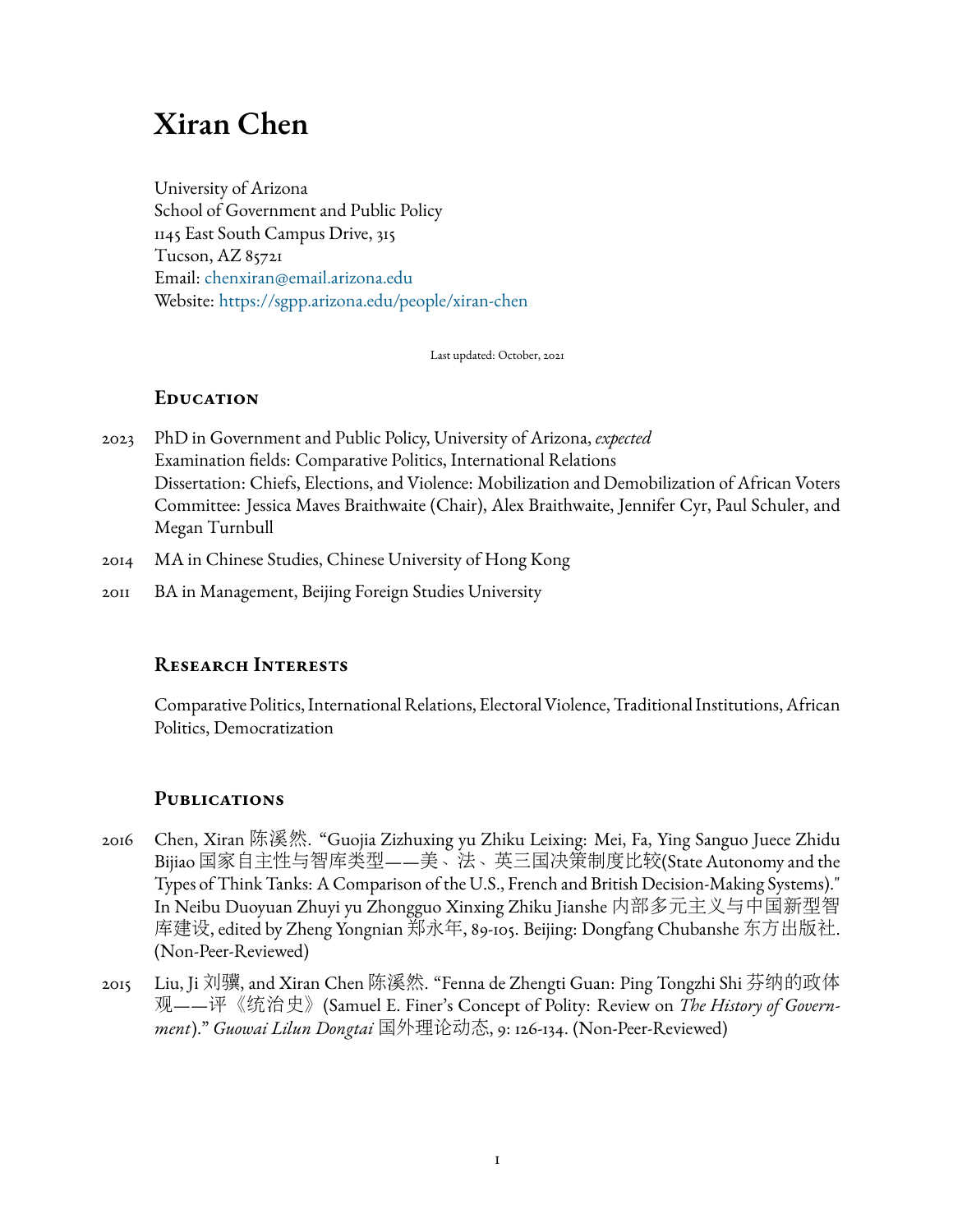# Xiran Chen

University of Arizona
School of Government and Public Policy
1145 East South Campus Drive, 315
Tucson, AZ 85721
Email: chenxiran@email.arizona.edu
Website: https://sgpp.arizona.edu/people/xiran-chen

Last updated: October, 2021

## Education

2023 PhD in Government and Public Policy, University of Arizona, *expected*
Examination fields: Comparative Politics, International Relations
Dissertation: Chiefs, Elections, and Violence: Mobilization and Demobilization of African Voters
Committee: Jessica Maves Braithwaite (Chair), Alex Braithwaite, Jennifer Cyr, Paul Schuler, and Megan Turnbull

2014 MA in Chinese Studies, Chinese University of Hong Kong

2011 BA in Management, Beijing Foreign Studies University

## Research Interests

Comparative Politics, International Relations, Electoral Violence, Traditional Institutions, African Politics, Democratization

## Publications

2016 Chen, Xiran 陈溪然. "Guojia Zizhuxing yu Zhiku Leixing: Mei, Fa, Ying Sanguo Juece Zhidu Bijiao 国家自主性与智库类型——美、法、英三国决策制度比较(State Autonomy and the Types of Think Tanks: A Comparison of the U.S., French and British Decision-Making Systems)." In Neibu Duoyuan Zhuyi yu Zhongguo Xinxing Zhiku Jianshe 内部多元主义与中国新型智库建设, edited by Zheng Yongnian 郑永年, 89-105. Beijing: Dongfang Chubanshe 东方出版社. (Non-Peer-Reviewed)

2015 Liu, Ji 刘骥, and Xiran Chen 陈溪然. "Fenna de Zhengti Guan: Ping Tongzhi Shi 芬纳的政体观——评《统治史》(Samuel E. Finer's Concept of Polity: Review on *The History of Government*)." *Guowai Lilun Dongtai* 国外理论动态, 9: 126-134. (Non-Peer-Reviewed)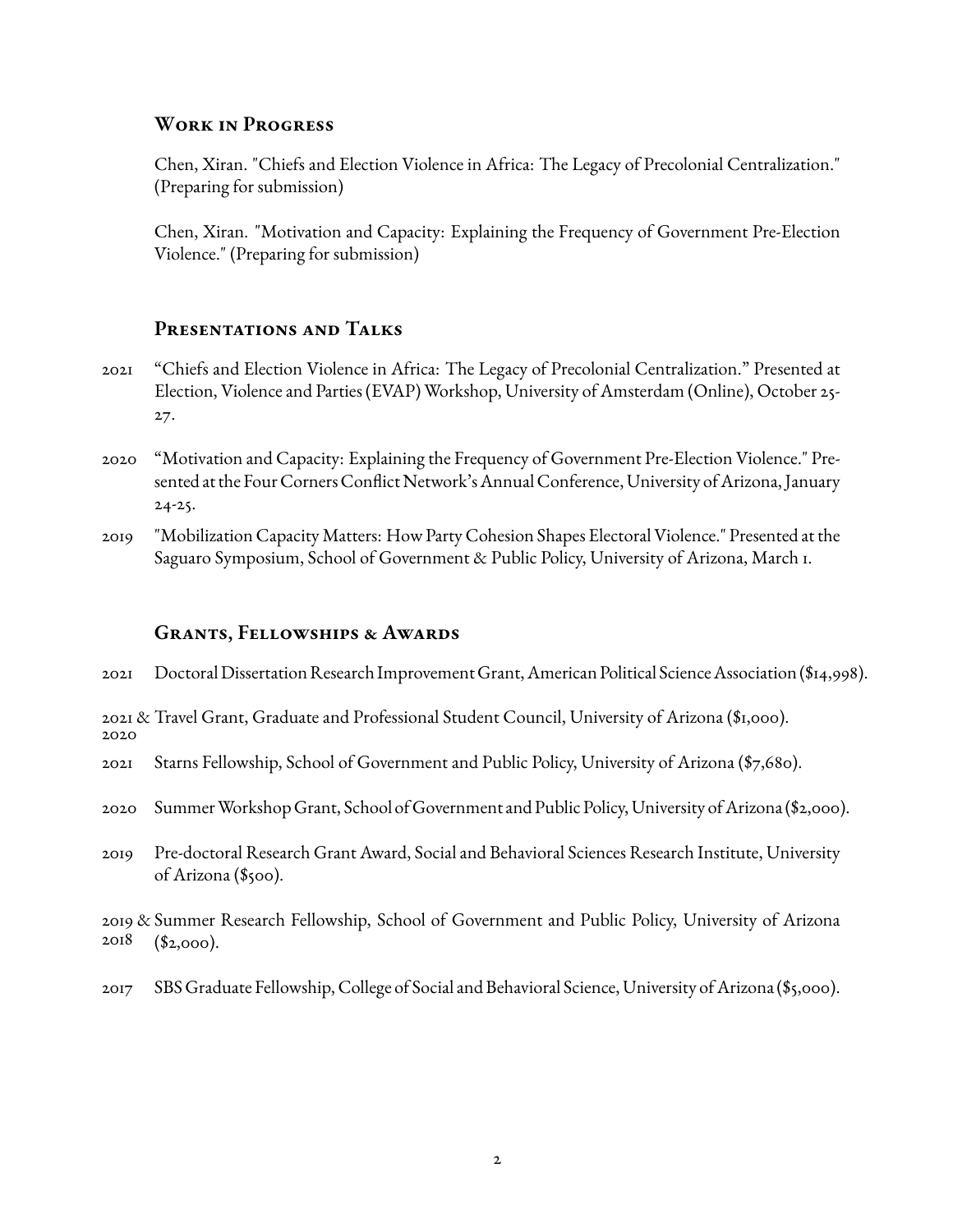## Work in Progress

Chen, Xiran. "Chiefs and Election Violence in Africa: The Legacy of Precolonial Centralization." (Preparing for submission)

Chen, Xiran. "Motivation and Capacity: Explaining the Frequency of Government Pre-Election Violence." (Preparing for submission)

## Presentations and Talks

2021 "Chiefs and Election Violence in Africa: The Legacy of Precolonial Centralization." Presented at Election, Violence and Parties (EVAP) Workshop, University of Amsterdam (Online), October 25-27.

2020 "Motivation and Capacity: Explaining the Frequency of Government Pre-Election Violence." Presented at the Four Corners Conflict Network's Annual Conference, University of Arizona, January 24-25.

2019 "Mobilization Capacity Matters: How Party Cohesion Shapes Electoral Violence." Presented at the Saguaro Symposium, School of Government & Public Policy, University of Arizona, March 1.

## Grants, Fellowships & Awards

2021 Doctoral Dissertation Research Improvement Grant, American Political Science Association ($14,998).

2021 & 2020 Travel Grant, Graduate and Professional Student Council, University of Arizona ($1,000).

2021 Starns Fellowship, School of Government and Public Policy, University of Arizona ($7,680).

2020 Summer Workshop Grant, School of Government and Public Policy, University of Arizona ($2,000).

2019 Pre-doctoral Research Grant Award, Social and Behavioral Sciences Research Institute, University of Arizona ($500).

2019 & 2018 Summer Research Fellowship, School of Government and Public Policy, University of Arizona ($2,000).

2017 SBS Graduate Fellowship, College of Social and Behavioral Science, University of Arizona ($5,000).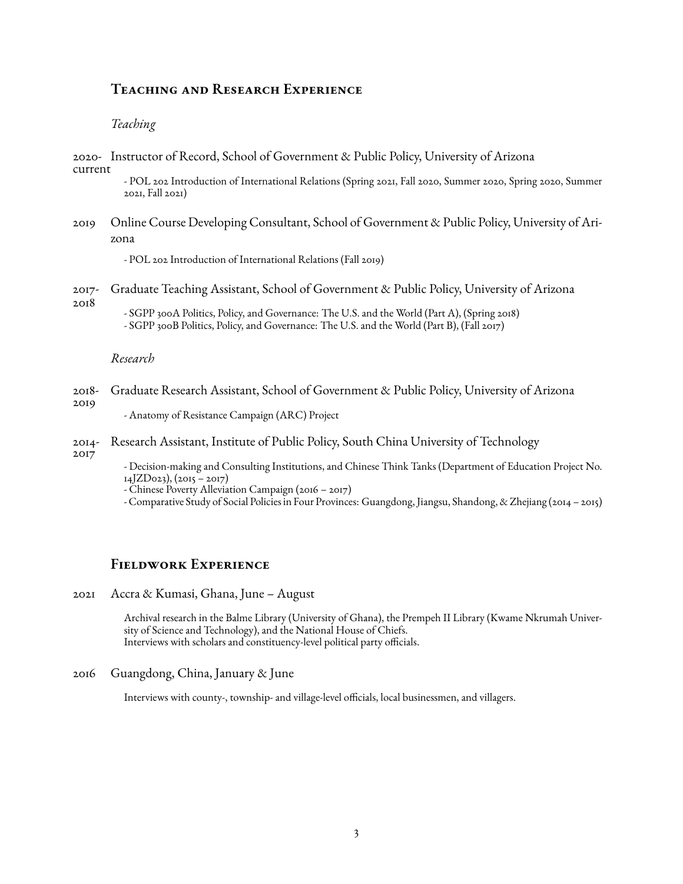## Teaching and Research Experience

### *Teaching*

**2020–current** Instructor of Record, School of Government & Public Policy, University of Arizona

- POL 202 Introduction of International Relations (Spring 2021, Fall 2020, Summer 2020, Spring 2020, Summer 2021, Fall 2021)

**2019** Online Course Developing Consultant, School of Government & Public Policy, University of Arizona

- POL 202 Introduction of International Relations (Fall 2019)

**2017–2018** Graduate Teaching Assistant, School of Government & Public Policy, University of Arizona

- SGPP 300A Politics, Policy, and Governance: The U.S. and the World (Part A), (Spring 2018)
- SGPP 300B Politics, Policy, and Governance: The U.S. and the World (Part B), (Fall 2017)

### *Research*

**2018–2019** Graduate Research Assistant, School of Government & Public Policy, University of Arizona

- Anatomy of Resistance Campaign (ARC) Project

**2014–2017** Research Assistant, Institute of Public Policy, South China University of Technology

- Decision-making and Consulting Institutions, and Chinese Think Tanks (Department of Education Project No. 14JZD023), (2015 – 2017)
- Chinese Poverty Alleviation Campaign (2016 – 2017)
- Comparative Study of Social Policies in Four Provinces: Guangdong, Jiangsu, Shandong, & Zhejiang (2014 – 2015)

## Fieldwork Experience

**2021** Accra & Kumasi, Ghana, June – August

Archival research in the Balme Library (University of Ghana), the Prempeh II Library (Kwame Nkrumah University of Science and Technology), and the National House of Chiefs.
Interviews with scholars and constituency-level political party officials.

**2016** Guangdong, China, January & June

Interviews with county-, township- and village-level officials, local businessmen, and villagers.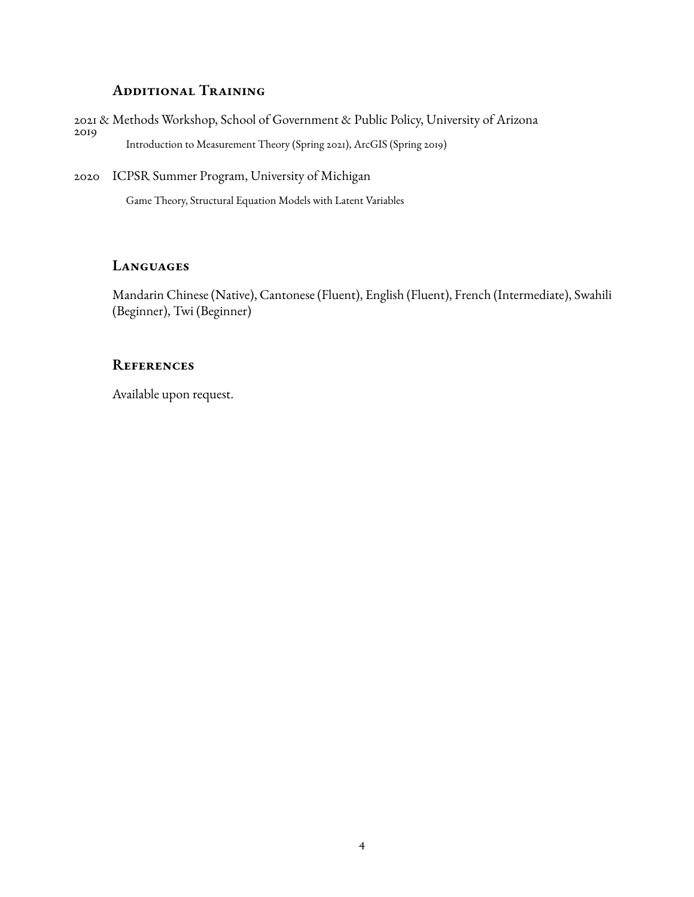## Additional Training

2021 & 2019 Methods Workshop, School of Government & Public Policy, University of Arizona

Introduction to Measurement Theory (Spring 2021), ArcGIS (Spring 2019)

2020 ICPSR Summer Program, University of Michigan

Game Theory, Structural Equation Models with Latent Variables

## Languages

Mandarin Chinese (Native), Cantonese (Fluent), English (Fluent), French (Intermediate), Swahili (Beginner), Twi (Beginner)

## References

Available upon request.